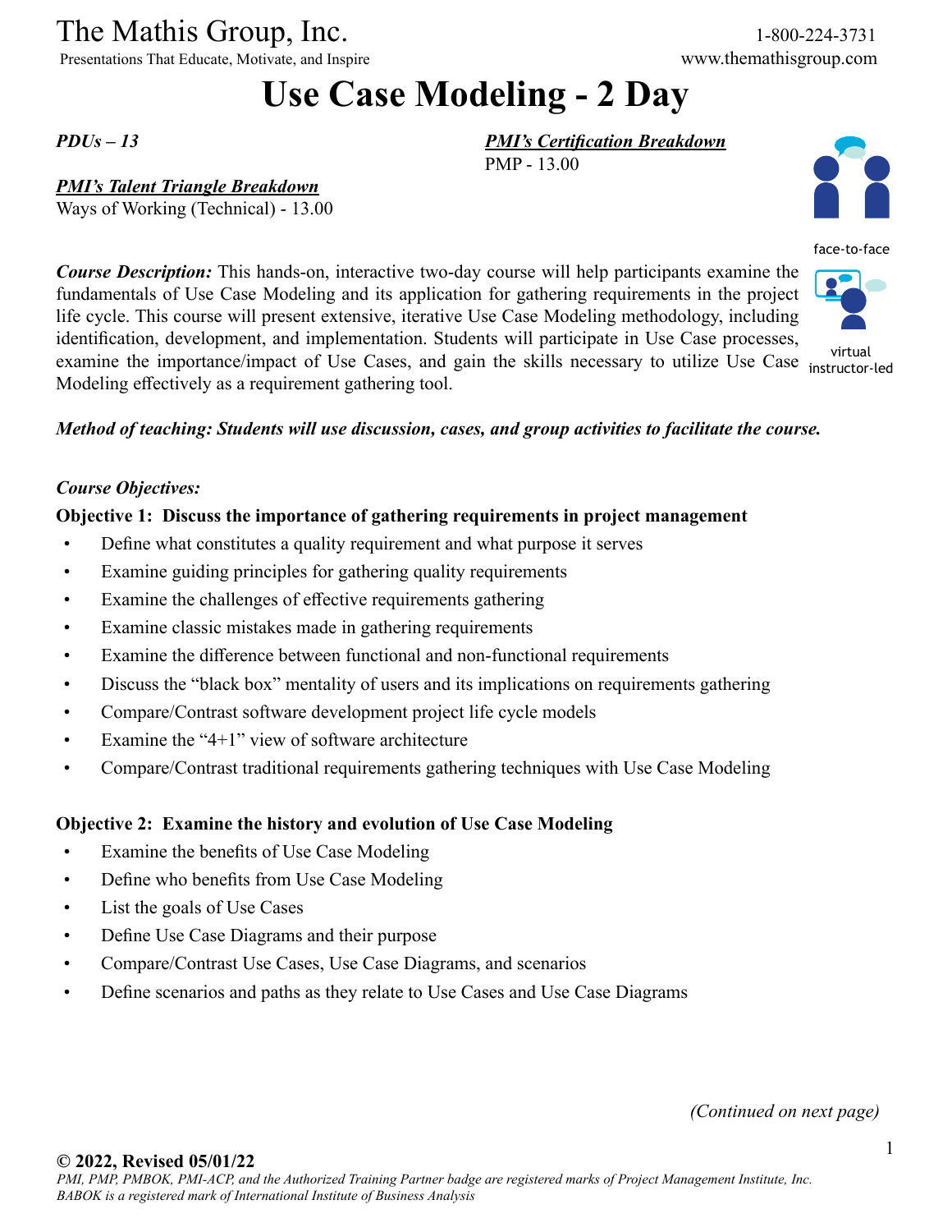# The Mathis Group, Inc.

Presentations That Educate, Motivate, and Inspire

1-800-224-3731
www.themathisgroup.com

# Use Case Modeling - 2 Day

*PDUs – 13*

***PMI's Certification Breakdown***
PMP - 13.00

***PMI's Talent Triangle Breakdown***
Ways of Working (Technical) - 13.00

face-to-face

virtual instructor-led

***Course Description:*** This hands-on, interactive two-day course will help participants examine the fundamentals of Use Case Modeling and its application for gathering requirements in the project life cycle. This course will present extensive, iterative Use Case Modeling methodology, including identification, development, and implementation. Students will participate in Use Case processes, examine the importance/impact of Use Cases, and gain the skills necessary to utilize Use Case Modeling effectively as a requirement gathering tool.

***Method of teaching: Students will use discussion, cases, and group activities to facilitate the course.***

***Course Objectives:***

**Objective 1: Discuss the importance of gathering requirements in project management**

- Define what constitutes a quality requirement and what purpose it serves
- Examine guiding principles for gathering quality requirements
- Examine the challenges of effective requirements gathering
- Examine classic mistakes made in gathering requirements
- Examine the difference between functional and non-functional requirements
- Discuss the "black box" mentality of users and its implications on requirements gathering
- Compare/Contrast software development project life cycle models
- Examine the "4+1" view of software architecture
- Compare/Contrast traditional requirements gathering techniques with Use Case Modeling

**Objective 2: Examine the history and evolution of Use Case Modeling**

- Examine the benefits of Use Case Modeling
- Define who benefits from Use Case Modeling
- List the goals of Use Cases
- Define Use Case Diagrams and their purpose
- Compare/Contrast Use Cases, Use Case Diagrams, and scenarios
- Define scenarios and paths as they relate to Use Cases and Use Case Diagrams

*(Continued on next page)*

**© 2022, Revised 05/01/22**
*PMI, PMP, PMBOK, PMI-ACP, and the Authorized Training Partner badge are registered marks of Project Management Institute, Inc.*
*BABOK is a registered mark of International Institute of Business Analysis*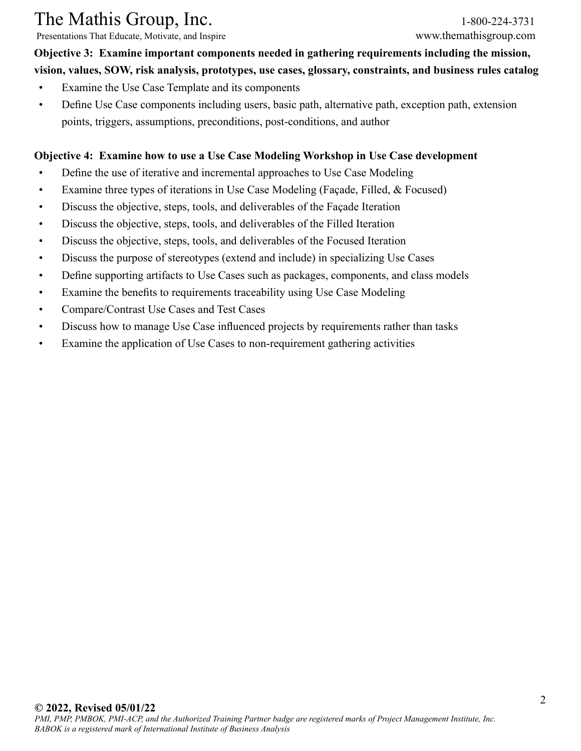**Objective 3: Examine important components needed in gathering requirements including the mission, vision, values, SOW, risk analysis, prototypes, use cases, glossary, constraints, and business rules catalog**

- Examine the Use Case Template and its components
- Define Use Case components including users, basic path, alternative path, exception path, extension points, triggers, assumptions, preconditions, post-conditions, and author

**Objective 4: Examine how to use a Use Case Modeling Workshop in Use Case development**

- Define the use of iterative and incremental approaches to Use Case Modeling
- Examine three types of iterations in Use Case Modeling (Façade, Filled, & Focused)
- Discuss the objective, steps, tools, and deliverables of the Façade Iteration
- Discuss the objective, steps, tools, and deliverables of the Filled Iteration
- Discuss the objective, steps, tools, and deliverables of the Focused Iteration
- Discuss the purpose of stereotypes (extend and include) in specializing Use Cases
- Define supporting artifacts to Use Cases such as packages, components, and class models
- Examine the benefits to requirements traceability using Use Case Modeling
- Compare/Contrast Use Cases and Test Cases
- Discuss how to manage Use Case influenced projects by requirements rather than tasks
- Examine the application of Use Cases to non-requirement gathering activities